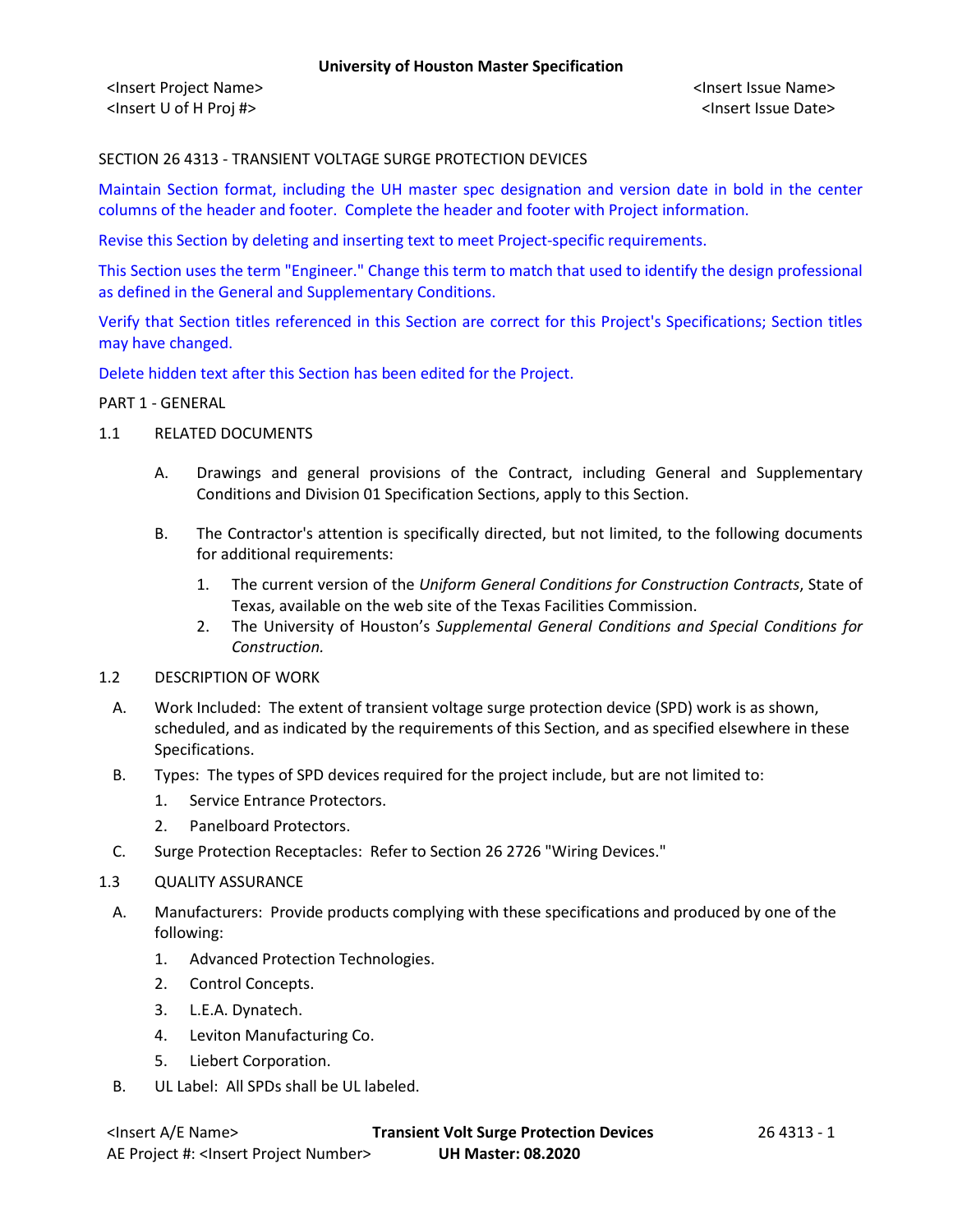**University of Houston Master Specification**

<Insert Project Name> <Insert Issue Name>
<Insert U of H Proj #> <Insert Issue Date>

# SECTION 26 4313 - TRANSIENT VOLTAGE SURGE PROTECTION DEVICES

Maintain Section format, including the UH master spec designation and version date in bold in the center columns of the header and footer. Complete the header and footer with Project information.

Revise this Section by deleting and inserting text to meet Project-specific requirements.

This Section uses the term "Engineer." Change this term to match that used to identify the design professional as defined in the General and Supplementary Conditions.

Verify that Section titles referenced in this Section are correct for this Project's Specifications; Section titles may have changed.

Delete hidden text after this Section has been edited for the Project.

## PART 1 - GENERAL

### 1.1 RELATED DOCUMENTS

A. Drawings and general provisions of the Contract, including General and Supplementary Conditions and Division 01 Specification Sections, apply to this Section.

B. The Contractor's attention is specifically directed, but not limited, to the following documents for additional requirements:

1. The current version of the *Uniform General Conditions for Construction Contracts*, State of Texas, available on the web site of the Texas Facilities Commission.
2. The University of Houston's *Supplemental General Conditions and Special Conditions for Construction.*

### 1.2 DESCRIPTION OF WORK

A. Work Included: The extent of transient voltage surge protection device (SPD) work is as shown, scheduled, and as indicated by the requirements of this Section, and as specified elsewhere in these Specifications.

B. Types: The types of SPD devices required for the project include, but are not limited to:

1. Service Entrance Protectors.
2. Panelboard Protectors.

C. Surge Protection Receptacles: Refer to Section 26 2726 "Wiring Devices."

### 1.3 QUALITY ASSURANCE

A. Manufacturers: Provide products complying with these specifications and produced by one of the following:

1. Advanced Protection Technologies.
2. Control Concepts.
3. L.E.A. Dynatech.
4. Leviton Manufacturing Co.
5. Liebert Corporation.

B. UL Label: All SPDs shall be UL labeled.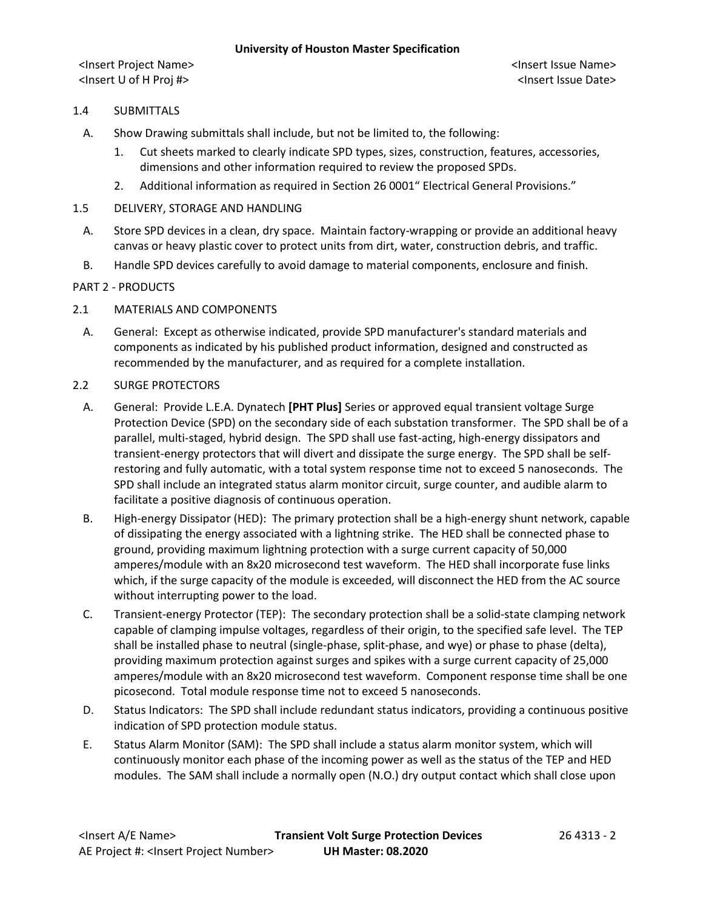## 1.4 SUBMITTALS

A. Show Drawing submittals shall include, but not be limited to, the following:

1. Cut sheets marked to clearly indicate SPD types, sizes, construction, features, accessories, dimensions and other information required to review the proposed SPDs.
2. Additional information as required in Section 26 0001" Electrical General Provisions."

## 1.5 DELIVERY, STORAGE AND HANDLING

A. Store SPD devices in a clean, dry space. Maintain factory-wrapping or provide an additional heavy canvas or heavy plastic cover to protect units from dirt, water, construction debris, and traffic.

B. Handle SPD devices carefully to avoid damage to material components, enclosure and finish.

# PART 2 - PRODUCTS

## 2.1 MATERIALS AND COMPONENTS

A. General: Except as otherwise indicated, provide SPD manufacturer's standard materials and components as indicated by his published product information, designed and constructed as recommended by the manufacturer, and as required for a complete installation.

## 2.2 SURGE PROTECTORS

A. General: Provide L.E.A. Dynatech **[PHT Plus]** Series or approved equal transient voltage Surge Protection Device (SPD) on the secondary side of each substation transformer. The SPD shall be of a parallel, multi-staged, hybrid design. The SPD shall use fast-acting, high-energy dissipators and transient-energy protectors that will divert and dissipate the surge energy. The SPD shall be self-restoring and fully automatic, with a total system response time not to exceed 5 nanoseconds. The SPD shall include an integrated status alarm monitor circuit, surge counter, and audible alarm to facilitate a positive diagnosis of continuous operation.

B. High-energy Dissipator (HED): The primary protection shall be a high-energy shunt network, capable of dissipating the energy associated with a lightning strike. The HED shall be connected phase to ground, providing maximum lightning protection with a surge current capacity of 50,000 amperes/module with an 8x20 microsecond test waveform. The HED shall incorporate fuse links which, if the surge capacity of the module is exceeded, will disconnect the HED from the AC source without interrupting power to the load.

C. Transient-energy Protector (TEP): The secondary protection shall be a solid-state clamping network capable of clamping impulse voltages, regardless of their origin, to the specified safe level. The TEP shall be installed phase to neutral (single-phase, split-phase, and wye) or phase to phase (delta), providing maximum protection against surges and spikes with a surge current capacity of 25,000 amperes/module with an 8x20 microsecond test waveform. Component response time shall be one picosecond. Total module response time not to exceed 5 nanoseconds.

D. Status Indicators: The SPD shall include redundant status indicators, providing a continuous positive indication of SPD protection module status.

E. Status Alarm Monitor (SAM): The SPD shall include a status alarm monitor system, which will continuously monitor each phase of the incoming power as well as the status of the TEP and HED modules. The SAM shall include a normally open (N.O.) dry output contact which shall close upon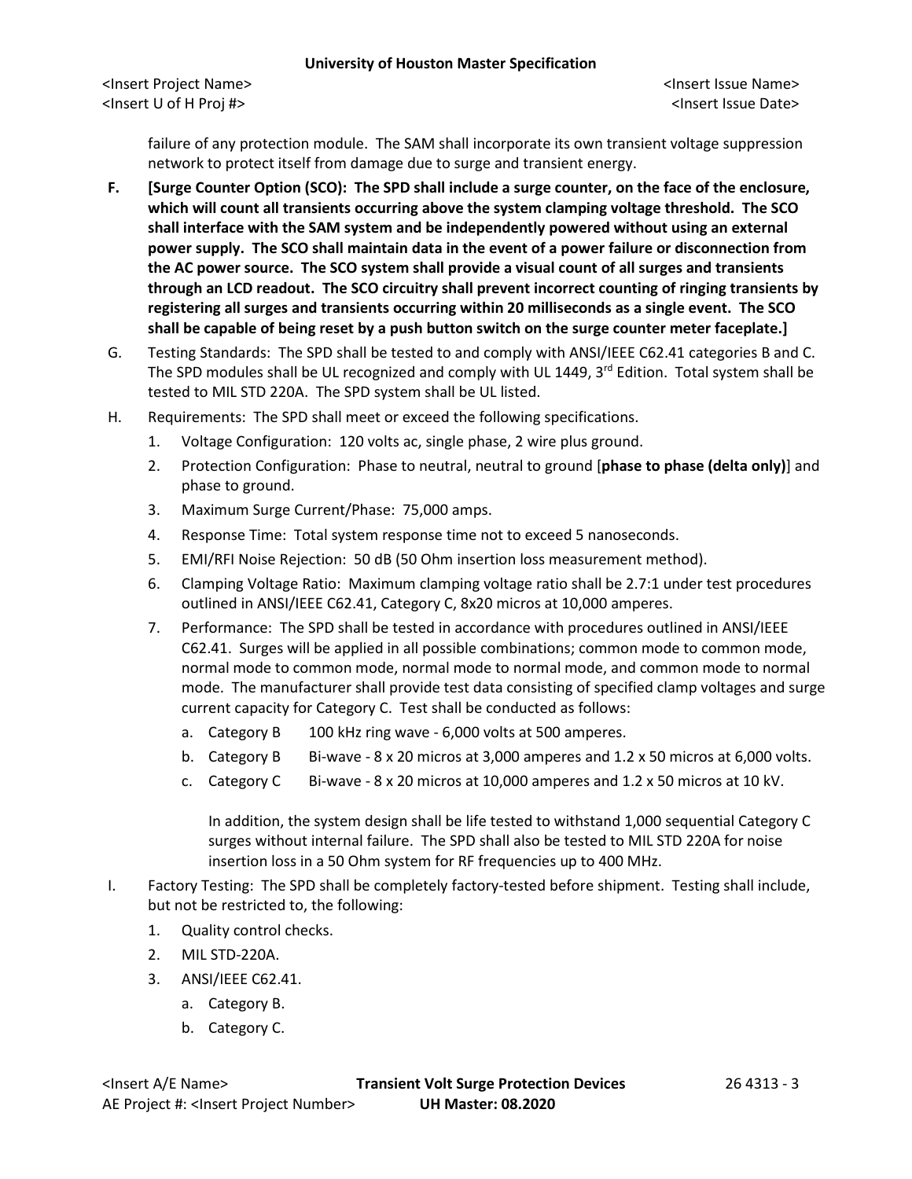failure of any protection module. The SAM shall incorporate its own transient voltage suppression network to protect itself from damage due to surge and transient energy.

F. **[Surge Counter Option (SCO): The SPD shall include a surge counter, on the face of the enclosure, which will count all transients occurring above the system clamping voltage threshold. The SCO shall interface with the SAM system and be independently powered without using an external power supply. The SCO shall maintain data in the event of a power failure or disconnection from the AC power source. The SCO system shall provide a visual count of all surges and transients through an LCD readout. The SCO circuitry shall prevent incorrect counting of ringing transients by registering all surges and transients occurring within 20 milliseconds as a single event. The SCO shall be capable of being reset by a push button switch on the surge counter meter faceplate.]**

G. Testing Standards: The SPD shall be tested to and comply with ANSI/IEEE C62.41 categories B and C. The SPD modules shall be UL recognized and comply with UL 1449, 3rd Edition. Total system shall be tested to MIL STD 220A. The SPD system shall be UL listed.

H. Requirements: The SPD shall meet or exceed the following specifications.

1. Voltage Configuration: 120 volts ac, single phase, 2 wire plus ground.
2. Protection Configuration: Phase to neutral, neutral to ground [**phase to phase (delta only)**] and phase to ground.
3. Maximum Surge Current/Phase: 75,000 amps.
4. Response Time: Total system response time not to exceed 5 nanoseconds.
5. EMI/RFI Noise Rejection: 50 dB (50 Ohm insertion loss measurement method).
6. Clamping Voltage Ratio: Maximum clamping voltage ratio shall be 2.7:1 under test procedures outlined in ANSI/IEEE C62.41, Category C, 8x20 micros at 10,000 amperes.
7. Performance: The SPD shall be tested in accordance with procedures outlined in ANSI/IEEE C62.41. Surges will be applied in all possible combinations; common mode to common mode, normal mode to common mode, normal mode to normal mode, and common mode to normal mode. The manufacturer shall provide test data consisting of specified clamp voltages and surge current capacity for Category C. Test shall be conducted as follows:
   a. Category B 100 kHz ring wave - 6,000 volts at 500 amperes.
   b. Category B Bi-wave - 8 x 20 micros at 3,000 amperes and 1.2 x 50 micros at 6,000 volts.
   c. Category C Bi-wave - 8 x 20 micros at 10,000 amperes and 1.2 x 50 micros at 10 kV.

   In addition, the system design shall be life tested to withstand 1,000 sequential Category C surges without internal failure. The SPD shall also be tested to MIL STD 220A for noise insertion loss in a 50 Ohm system for RF frequencies up to 400 MHz.

I. Factory Testing: The SPD shall be completely factory-tested before shipment. Testing shall include, but not be restricted to, the following:

1. Quality control checks.
2. MIL STD-220A.
3. ANSI/IEEE C62.41.
   a. Category B.
   b. Category C.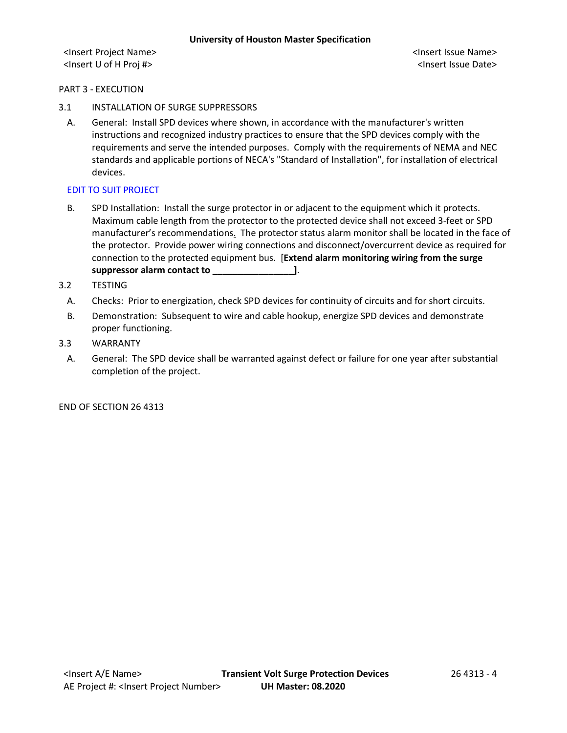PART 3 - EXECUTION

3.1 INSTALLATION OF SURGE SUPPRESSORS

A. General: Install SPD devices where shown, in accordance with the manufacturer's written instructions and recognized industry practices to ensure that the SPD devices comply with the requirements and serve the intended purposes. Comply with the requirements of NEMA and NEC standards and applicable portions of NECA's "Standard of Installation", for installation of electrical devices.

EDIT TO SUIT PROJECT

B. SPD Installation: Install the surge protector in or adjacent to the equipment which it protects. Maximum cable length from the protector to the protected device shall not exceed 3-feet or SPD manufacturer's recommendations. The protector status alarm monitor shall be located in the face of the protector. Provide power wiring connections and disconnect/overcurrent device as required for connection to the protected equipment bus. [**Extend alarm monitoring wiring from the surge suppressor alarm contact to ________________**].

3.2 TESTING

A. Checks: Prior to energization, check SPD devices for continuity of circuits and for short circuits.

B. Demonstration: Subsequent to wire and cable hookup, energize SPD devices and demonstrate proper functioning.

3.3 WARRANTY

A. General: The SPD device shall be warranted against defect or failure for one year after substantial completion of the project.

END OF SECTION 26 4313